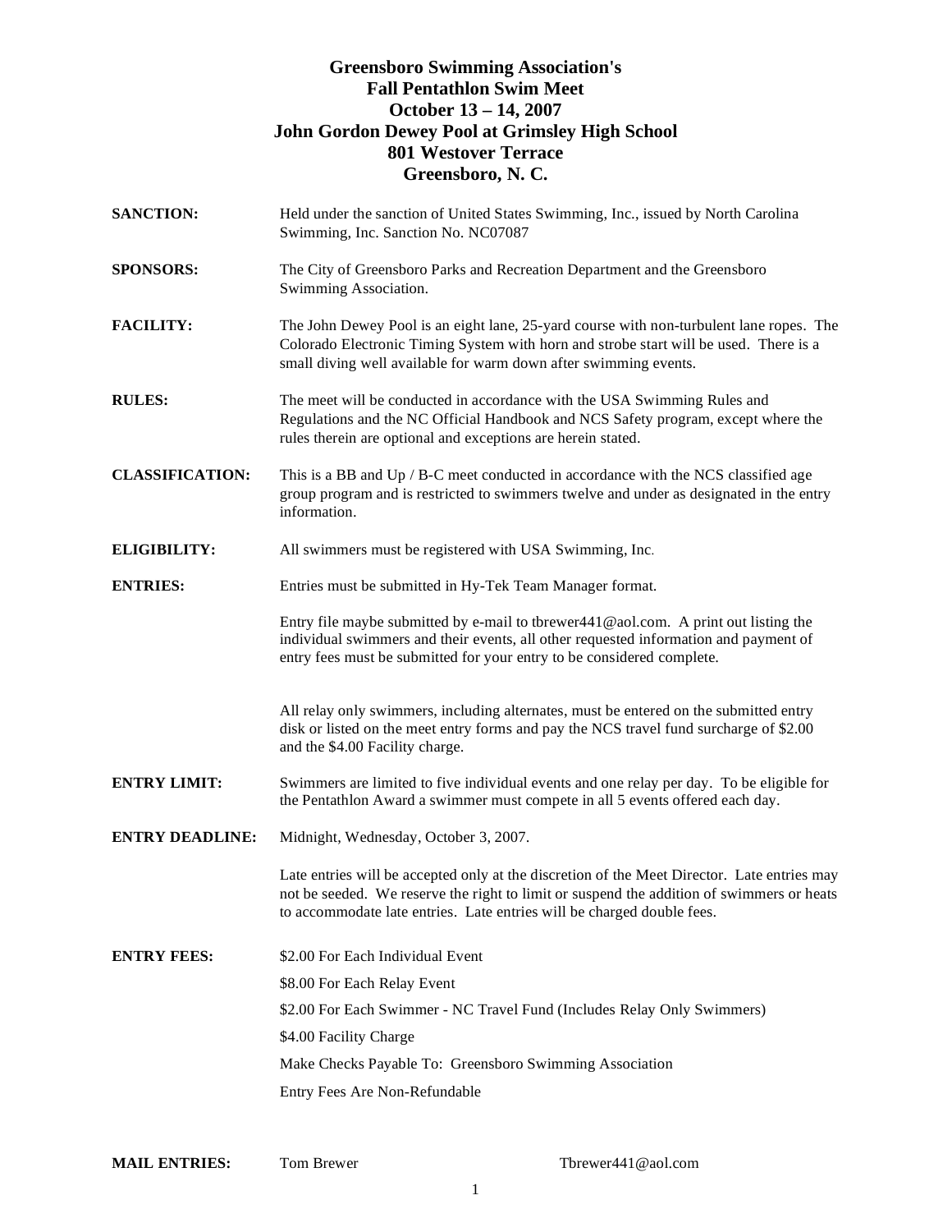# Greensboro Swimming Association's
# Fall Pentathlon Swim Meet
# October 13 – 14, 2007
# John Gordon Dewey Pool at Grimsley High School
# 801 Westover Terrace
# Greensboro, N. C.

**SANCTION:** Held under the sanction of United States Swimming, Inc., issued by North Carolina Swimming, Inc. Sanction No. NC07087

**SPONSORS:** The City of Greensboro Parks and Recreation Department and the Greensboro Swimming Association.

**FACILITY:** The John Dewey Pool is an eight lane, 25-yard course with non-turbulent lane ropes. The Colorado Electronic Timing System with horn and strobe start will be used. There is a small diving well available for warm down after swimming events.

**RULES:** The meet will be conducted in accordance with the USA Swimming Rules and Regulations and the NC Official Handbook and NCS Safety program, except where the rules therein are optional and exceptions are herein stated.

**CLASSIFICATION:** This is a BB and Up / B-C meet conducted in accordance with the NCS classified age group program and is restricted to swimmers twelve and under as designated in the entry information.

**ELIGIBILITY:** All swimmers must be registered with USA Swimming, Inc.

**ENTRIES:** Entries must be submitted in Hy-Tek Team Manager format.

Entry file maybe submitted by e-mail to tbrewer441@aol.com. A print out listing the individual swimmers and their events, all other requested information and payment of entry fees must be submitted for your entry to be considered complete.

All relay only swimmers, including alternates, must be entered on the submitted entry disk or listed on the meet entry forms and pay the NCS travel fund surcharge of $2.00 and the $4.00 Facility charge.

**ENTRY LIMIT:** Swimmers are limited to five individual events and one relay per day. To be eligible for the Pentathlon Award a swimmer must compete in all 5 events offered each day.

**ENTRY DEADLINE:** Midnight, Wednesday, October 3, 2007.

Late entries will be accepted only at the discretion of the Meet Director. Late entries may not be seeded. We reserve the right to limit or suspend the addition of swimmers or heats to accommodate late entries. Late entries will be charged double fees.

**ENTRY FEES:**

$2.00 For Each Individual Event

$8.00 For Each Relay Event

$2.00 For Each Swimmer - NC Travel Fund (Includes Relay Only Swimmers)

$4.00 Facility Charge

Make Checks Payable To: Greensboro Swimming Association

Entry Fees Are Non-Refundable

**MAIL ENTRIES:** Tom Brewer Tbrewer441@aol.com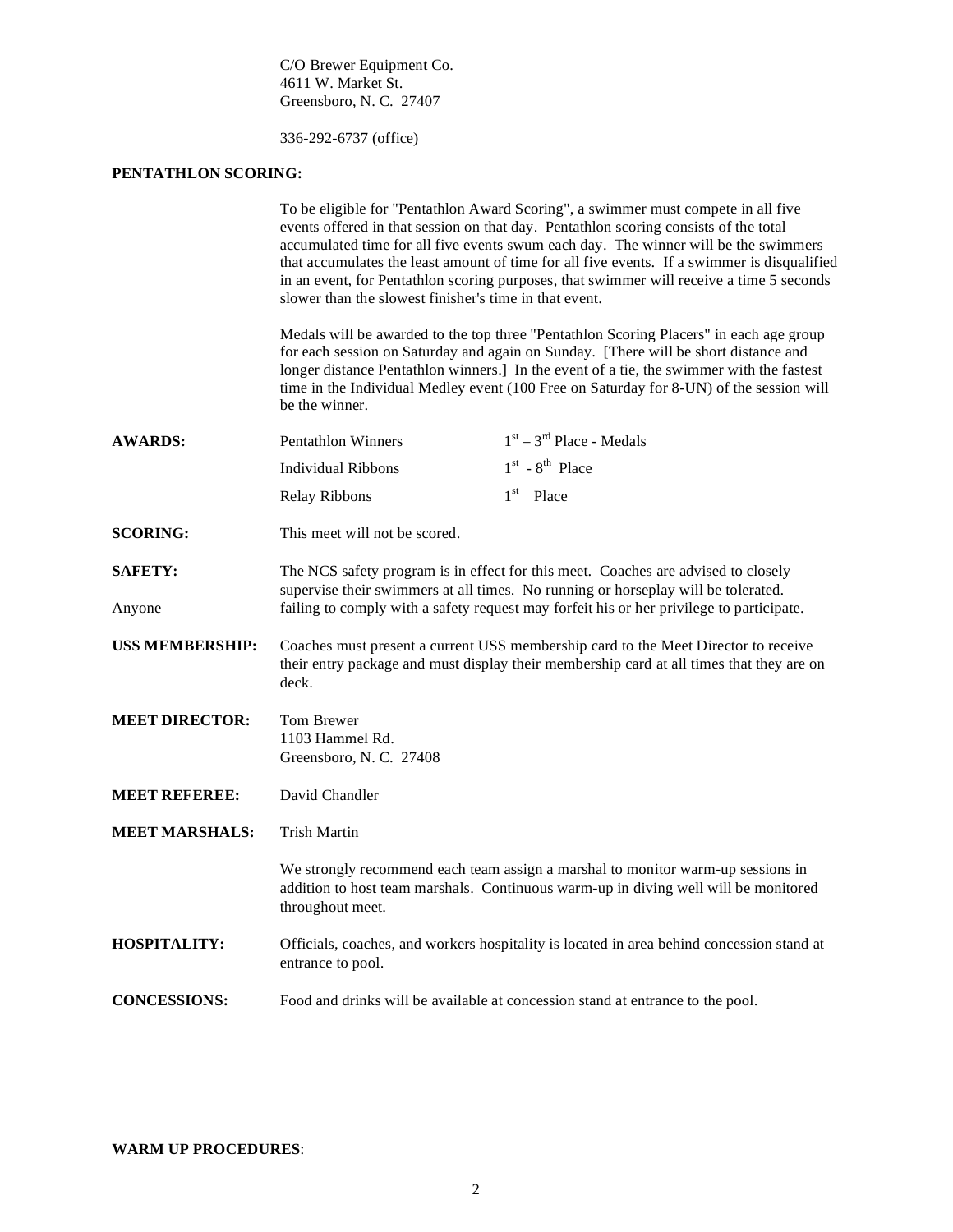C/O Brewer Equipment Co.
4611 W. Market St.
Greensboro, N. C. 27407

336-292-6737 (office)

**PENTATHLON SCORING:**

To be eligible for "Pentathlon Award Scoring", a swimmer must compete in all five events offered in that session on that day. Pentathlon scoring consists of the total accumulated time for all five events swum each day. The winner will be the swimmers that accumulates the least amount of time for all five events. If a swimmer is disqualified in an event, for Pentathlon scoring purposes, that swimmer will receive a time 5 seconds slower than the slowest finisher's time in that event.

Medals will be awarded to the top three "Pentathlon Scoring Placers" in each age group for each session on Saturday and again on Sunday. [There will be short distance and longer distance Pentathlon winners.] In the event of a tie, the swimmer with the fastest time in the Individual Medley event (100 Free on Saturday for 8-UN) of the session will be the winner.

**AWARDS:**

| | |
|---|---|
| Pentathlon Winners | 1st – 3rd Place - Medals |
| Individual Ribbons | 1st - 8th Place |
| Relay Ribbons | 1st Place |

**SCORING:** This meet will not be scored.

**SAFETY:** The NCS safety program is in effect for this meet. Coaches are advised to closely supervise their swimmers at all times. No running or horseplay will be tolerated. Anyone failing to comply with a safety request may forfeit his or her privilege to participate.

**USS MEMBERSHIP:** Coaches must present a current USS membership card to the Meet Director to receive their entry package and must display their membership card at all times that they are on deck.

**MEET DIRECTOR:** Tom Brewer
1103 Hammel Rd.
Greensboro, N. C. 27408

**MEET REFEREE:** David Chandler

**MEET MARSHALS:** Trish Martin

We strongly recommend each team assign a marshal to monitor warm-up sessions in addition to host team marshals. Continuous warm-up in diving well will be monitored throughout meet.

**HOSPITALITY:** Officials, coaches, and workers hospitality is located in area behind concession stand at entrance to pool.

**CONCESSIONS:** Food and drinks will be available at concession stand at entrance to the pool.

**WARM UP PROCEDURES**: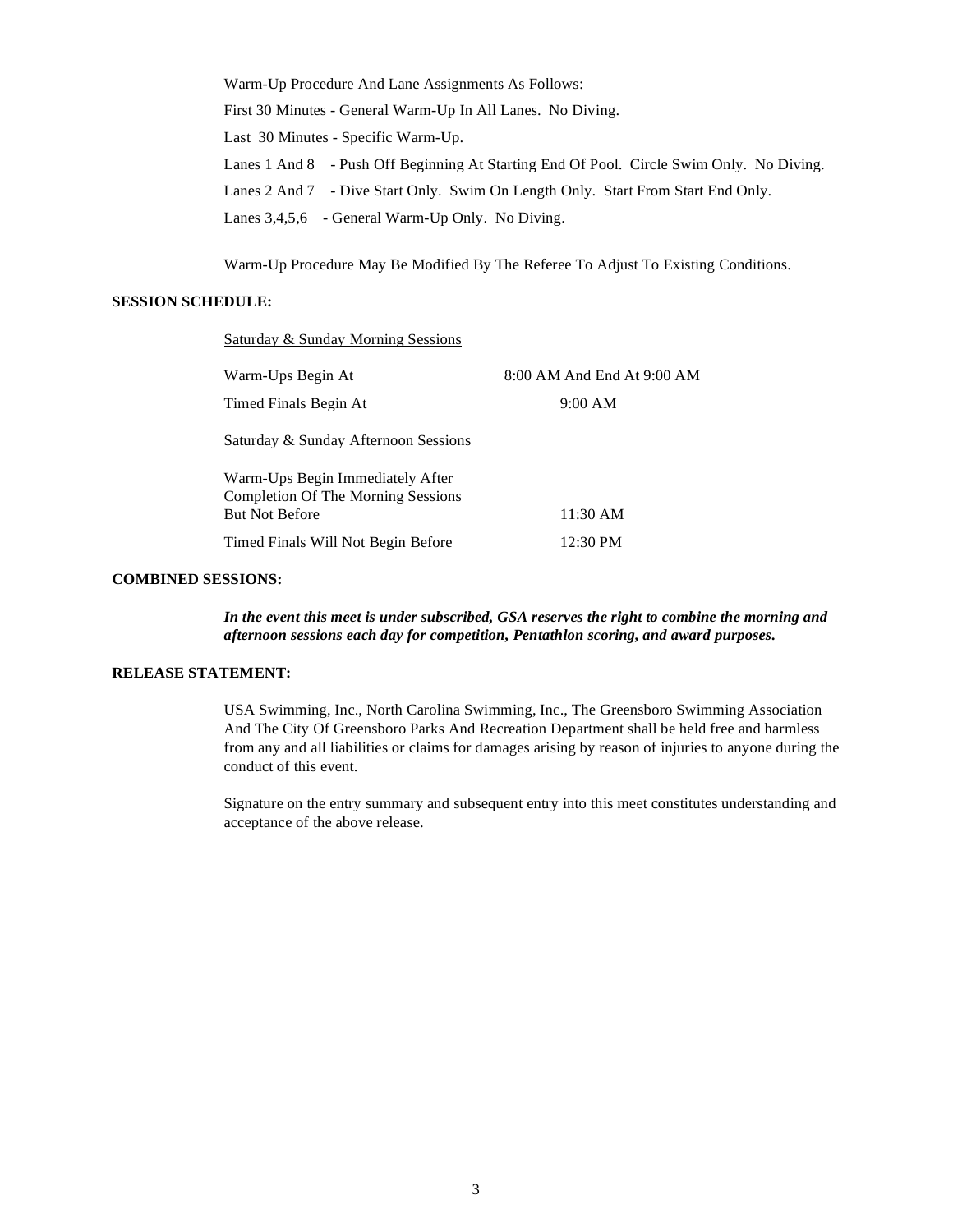Warm-Up Procedure And Lane Assignments As Follows:

First 30 Minutes - General Warm-Up In All Lanes. No Diving.

Last 30 Minutes - Specific Warm-Up.

Lanes 1 And 8 - Push Off Beginning At Starting End Of Pool. Circle Swim Only. No Diving.

Lanes 2 And 7 - Dive Start Only. Swim On Length Only. Start From Start End Only.

Lanes 3,4,5,6 - General Warm-Up Only. No Diving.

Warm-Up Procedure May Be Modified By The Referee To Adjust To Existing Conditions.

**SESSION SCHEDULE:**

Saturday & Sunday Morning Sessions

| | |
|---|---|
| Warm-Ups Begin At | 8:00 AM And End At 9:00 AM |
| Timed Finals Begin At | 9:00 AM |

Saturday & Sunday Afternoon Sessions

| | |
|---|---|
| Warm-Ups Begin Immediately After Completion Of The Morning Sessions But Not Before | 11:30 AM |
| Timed Finals Will Not Begin Before | 12:30 PM |

**COMBINED SESSIONS:**

***In the event this meet is under subscribed, GSA reserves the right to combine the morning and afternoon sessions each day for competition, Pentathlon scoring, and award purposes.***

**RELEASE STATEMENT:**

USA Swimming, Inc., North Carolina Swimming, Inc., The Greensboro Swimming Association And The City Of Greensboro Parks And Recreation Department shall be held free and harmless from any and all liabilities or claims for damages arising by reason of injuries to anyone during the conduct of this event.

Signature on the entry summary and subsequent entry into this meet constitutes understanding and acceptance of the above release.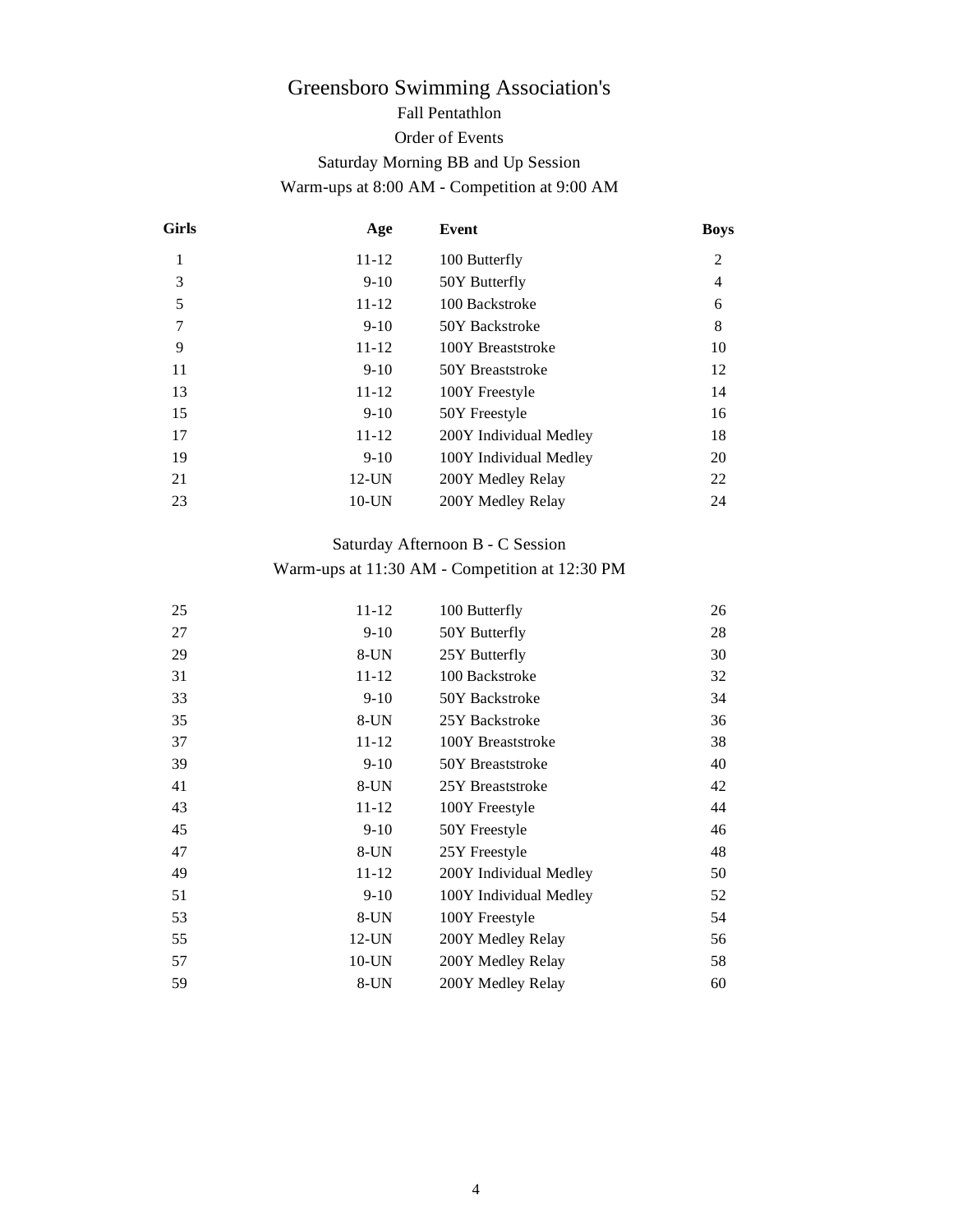# Greensboro Swimming Association's

## Fall Pentathlon

### Order of Events

### Saturday Morning BB and Up Session

Warm-ups at 8:00 AM - Competition at 9:00 AM

| Girls | Age | Event | Boys |
|---|---|---|---|
| 1 | 11-12 | 100 Butterfly | 2 |
| 3 | 9-10 | 50Y Butterfly | 4 |
| 5 | 11-12 | 100 Backstroke | 6 |
| 7 | 9-10 | 50Y Backstroke | 8 |
| 9 | 11-12 | 100Y Breaststroke | 10 |
| 11 | 9-10 | 50Y Breaststroke | 12 |
| 13 | 11-12 | 100Y Freestyle | 14 |
| 15 | 9-10 | 50Y Freestyle | 16 |
| 17 | 11-12 | 200Y Individual Medley | 18 |
| 19 | 9-10 | 100Y Individual Medley | 20 |
| 21 | 12-UN | 200Y Medley Relay | 22 |
| 23 | 10-UN | 200Y Medley Relay | 24 |

### Saturday Afternoon B - C Session

Warm-ups at 11:30 AM - Competition at 12:30 PM

| Girls | Age | Event | Boys |
|---|---|---|---|
| 25 | 11-12 | 100 Butterfly | 26 |
| 27 | 9-10 | 50Y Butterfly | 28 |
| 29 | 8-UN | 25Y Butterfly | 30 |
| 31 | 11-12 | 100 Backstroke | 32 |
| 33 | 9-10 | 50Y Backstroke | 34 |
| 35 | 8-UN | 25Y Backstroke | 36 |
| 37 | 11-12 | 100Y Breaststroke | 38 |
| 39 | 9-10 | 50Y Breaststroke | 40 |
| 41 | 8-UN | 25Y Breaststroke | 42 |
| 43 | 11-12 | 100Y Freestyle | 44 |
| 45 | 9-10 | 50Y Freestyle | 46 |
| 47 | 8-UN | 25Y Freestyle | 48 |
| 49 | 11-12 | 200Y Individual Medley | 50 |
| 51 | 9-10 | 100Y Individual Medley | 52 |
| 53 | 8-UN | 100Y Freestyle | 54 |
| 55 | 12-UN | 200Y Medley Relay | 56 |
| 57 | 10-UN | 200Y Medley Relay | 58 |
| 59 | 8-UN | 200Y Medley Relay | 60 |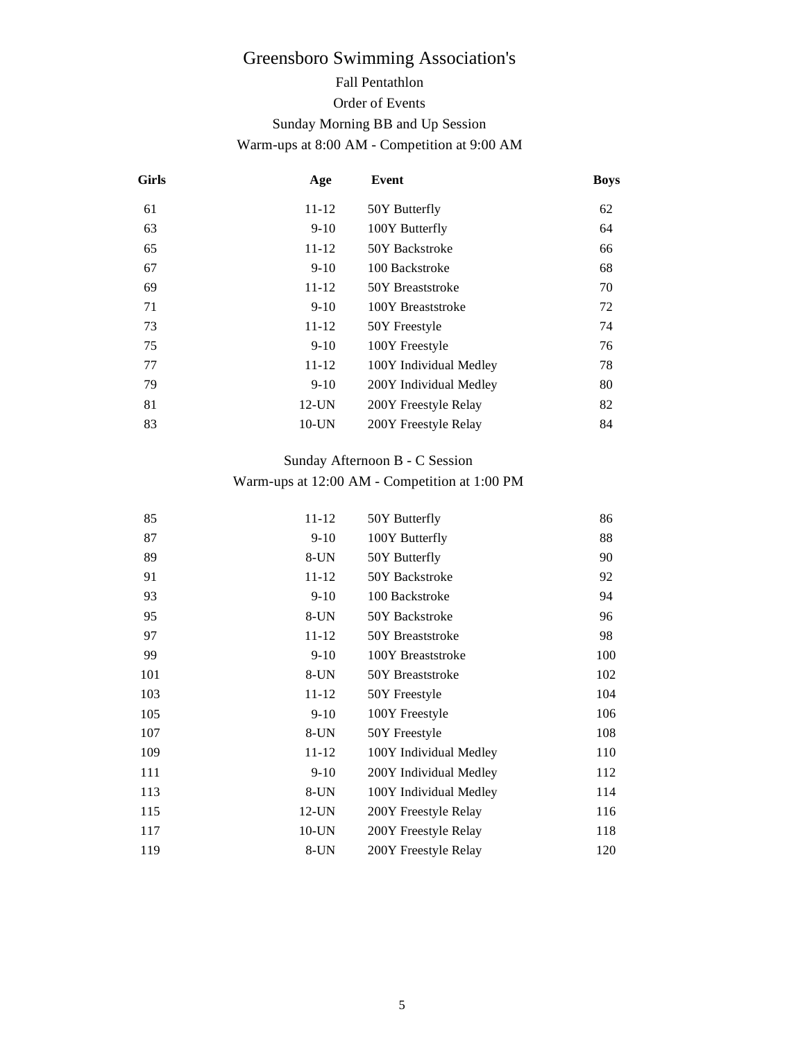# Greensboro Swimming Association's

Fall Pentathlon

Order of Events

Sunday Morning BB and Up Session

Warm-ups at 8:00 AM - Competition at 9:00 AM

| Girls | Age | Event | Boys |
|---|---|---|---|
| 61 | 11-12 | 50Y Butterfly | 62 |
| 63 | 9-10 | 100Y Butterfly | 64 |
| 65 | 11-12 | 50Y Backstroke | 66 |
| 67 | 9-10 | 100 Backstroke | 68 |
| 69 | 11-12 | 50Y Breaststroke | 70 |
| 71 | 9-10 | 100Y Breaststroke | 72 |
| 73 | 11-12 | 50Y Freestyle | 74 |
| 75 | 9-10 | 100Y Freestyle | 76 |
| 77 | 11-12 | 100Y Individual Medley | 78 |
| 79 | 9-10 | 200Y Individual Medley | 80 |
| 81 | 12-UN | 200Y Freestyle Relay | 82 |
| 83 | 10-UN | 200Y Freestyle Relay | 84 |

Sunday Afternoon B - C Session

Warm-ups at 12:00 AM - Competition at 1:00 PM

| Girls | Age | Event | Boys |
|---|---|---|---|
| 85 | 11-12 | 50Y Butterfly | 86 |
| 87 | 9-10 | 100Y Butterfly | 88 |
| 89 | 8-UN | 50Y Butterfly | 90 |
| 91 | 11-12 | 50Y Backstroke | 92 |
| 93 | 9-10 | 100 Backstroke | 94 |
| 95 | 8-UN | 50Y Backstroke | 96 |
| 97 | 11-12 | 50Y Breaststroke | 98 |
| 99 | 9-10 | 100Y Breaststroke | 100 |
| 101 | 8-UN | 50Y Breaststroke | 102 |
| 103 | 11-12 | 50Y Freestyle | 104 |
| 105 | 9-10 | 100Y Freestyle | 106 |
| 107 | 8-UN | 50Y Freestyle | 108 |
| 109 | 11-12 | 100Y Individual Medley | 110 |
| 111 | 9-10 | 200Y Individual Medley | 112 |
| 113 | 8-UN | 100Y Individual Medley | 114 |
| 115 | 12-UN | 200Y Freestyle Relay | 116 |
| 117 | 10-UN | 200Y Freestyle Relay | 118 |
| 119 | 8-UN | 200Y Freestyle Relay | 120 |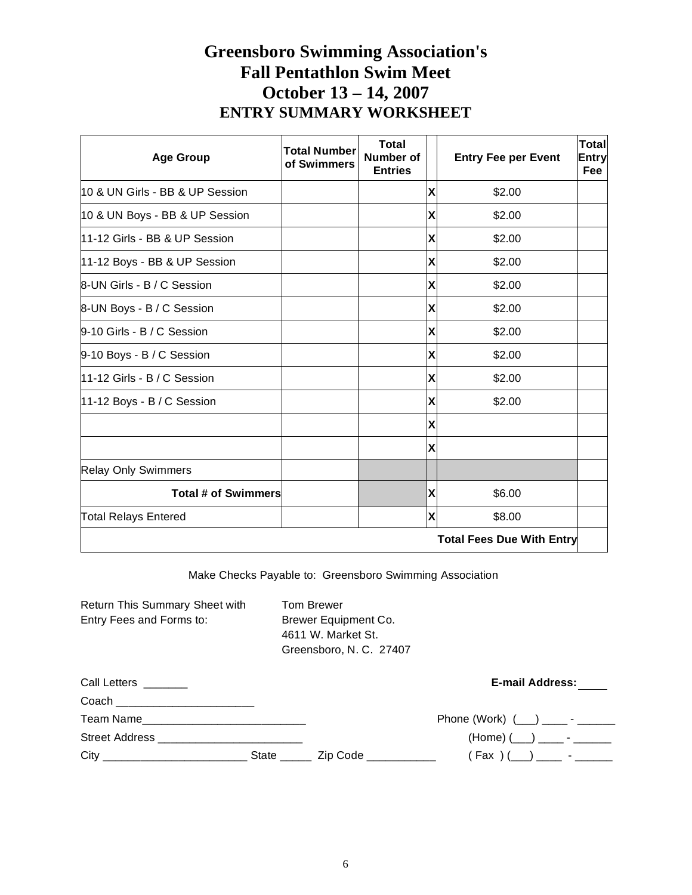# Greensboro Swimming Association's Fall Pentathlon Swim Meet October 13 – 14, 2007

## ENTRY SUMMARY WORKSHEET

| Age Group | Total Number of Swimmers | Total Number of Entries | | Entry Fee per Event | Total Entry Fee |
|---|---|---|---|---|---|
| 10 & UN Girls - BB & UP Session | | | X | $2.00 | |
| 10 & UN Boys - BB & UP Session | | | X | $2.00 | |
| 11-12 Girls - BB & UP Session | | | X | $2.00 | |
| 11-12 Boys - BB & UP Session | | | X | $2.00 | |
| 8-UN Girls - B / C Session | | | X | $2.00 | |
| 8-UN Boys - B / C Session | | | X | $2.00 | |
| 9-10 Girls - B / C Session | | | X | $2.00 | |
| 9-10 Boys - B / C Session | | | X | $2.00 | |
| 11-12 Girls - B / C Session | | | X | $2.00 | |
| 11-12 Boys - B / C Session | | | X | $2.00 | |
| | | | X | | |
| | | | X | | |
| Relay Only Swimmers | | | | | |
| **Total # of Swimmers** | | | X | $6.00 | |
| Total Relays Entered | | | X | $8.00 | |
| | | | | **Total Fees Due With Entry** | |

Make Checks Payable to: Greensboro Swimming Association

Return This Summary Sheet with Entry Fees and Forms to:

Tom Brewer
Brewer Equipment Co.
4611 W. Market St.
Greensboro, N. C. 27407

Call Letters _______

**E-mail Address:** ____

Coach ______________________

Team Name__________________________

Street Address _______________________

City _______________________ State _____ Zip Code ___________

Phone (Work) (___) ____ - ______

(Home) (___) ____ - ______

( Fax ) (___) ____ - ______